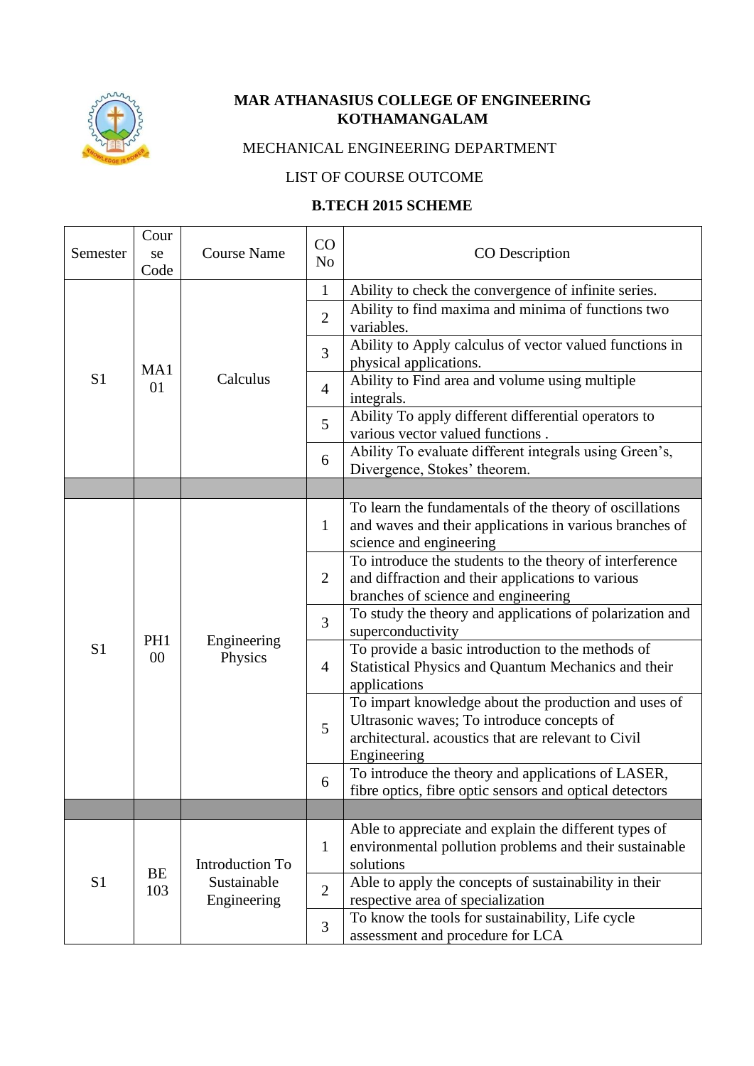**MAR ATHANASIUS COLLEGE OF ENGINEERING KOTHAMANGALAM**

MECHANICAL ENGINEERING DEPARTMENT

LIST OF COURSE OUTCOME

**B.TECH 2015 SCHEME**

| Semester | Course Code | Course Name | CO No | CO Description |
|---|---|---|---|---|
| S1 | MA101 | Calculus | 1 | Ability to check the convergence of infinite series. |
| | | | 2 | Ability to find maxima and minima of functions two variables. |
| | | | 3 | Ability to Apply calculus of vector valued functions in physical applications. |
| | | | 4 | Ability to Find area and volume using multiple integrals. |
| | | | 5 | Ability To apply different differential operators to various vector valued functions . |
| | | | 6 | Ability To evaluate different integrals using Green's, Divergence, Stokes' theorem. |
| | | | | |
| S1 | PH100 | Engineering Physics | 1 | To learn the fundamentals of the theory of oscillations and waves and their applications in various branches of science and engineering |
| | | | 2 | To introduce the students to the theory of interference and diffraction and their applications to various branches of science and engineering |
| | | | 3 | To study the theory and applications of polarization and superconductivity |
| | | | 4 | To provide a basic introduction to the methods of Statistical Physics and Quantum Mechanics and their applications |
| | | | 5 | To impart knowledge about the production and uses of Ultrasonic waves; To introduce concepts of architectural. acoustics that are relevant to Civil Engineering |
| | | | 6 | To introduce the theory and applications of LASER, fibre optics, fibre optic sensors and optical detectors |
| | | | | |
| S1 | BE103 | Introduction To Sustainable Engineering | 1 | Able to appreciate and explain the different types of environmental pollution problems and their sustainable solutions |
| | | | 2 | Able to apply the concepts of sustainability in their respective area of specialization |
| | | | 3 | To know the tools for sustainability, Life cycle assessment and procedure for LCA |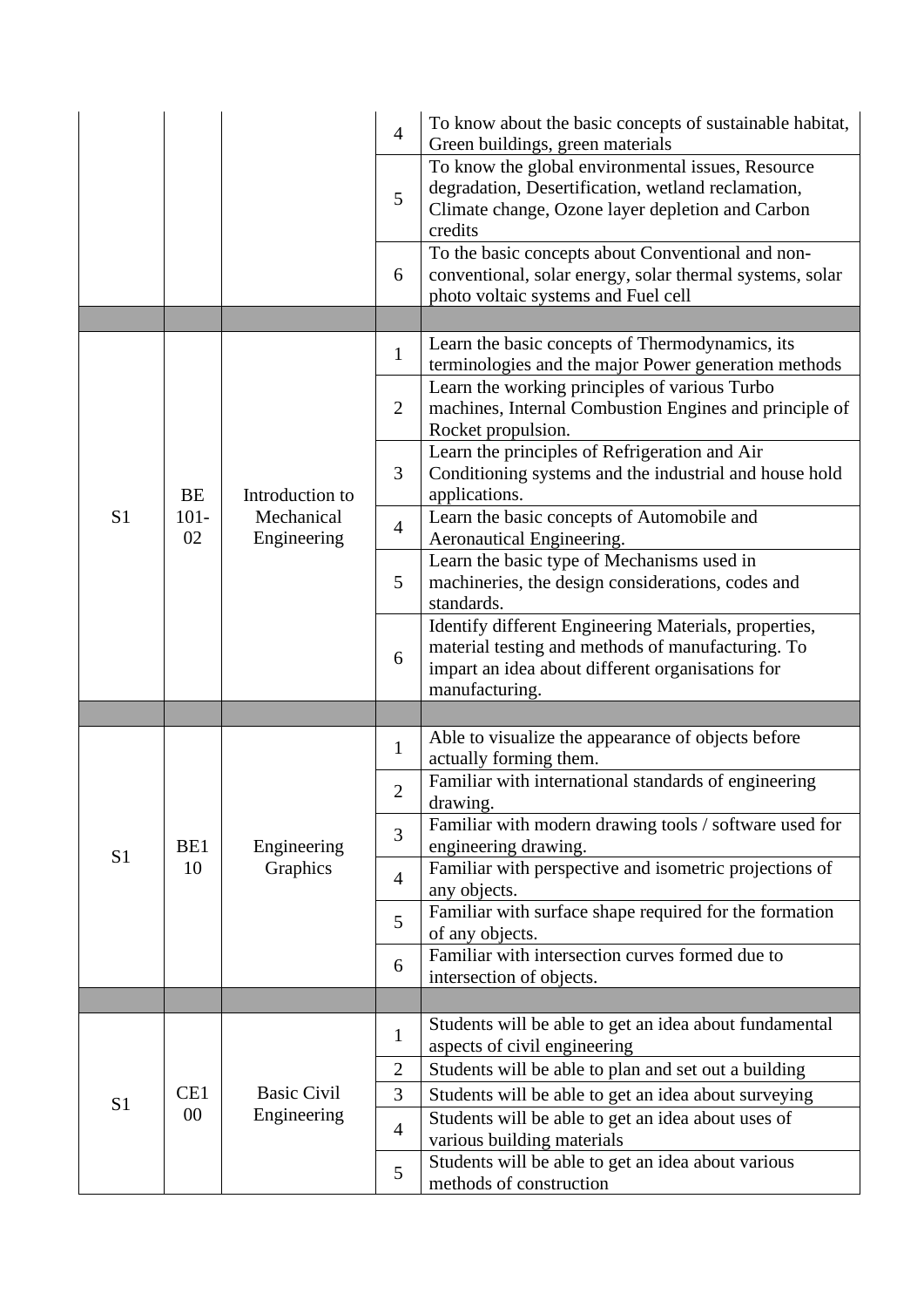| | | | | |
|---|---|---|---|---|
| | | | 4 | To know about the basic concepts of sustainable habitat, Green buildings, green materials |
| | | | 5 | To know the global environmental issues, Resource degradation, Desertification, wetland reclamation, Climate change, Ozone layer depletion and Carbon credits |
| | | | 6 | To the basic concepts about Conventional and non-conventional, solar energy, solar thermal systems, solar photo voltaic systems and Fuel cell |
| | | | | |
| S1 | BE 101-02 | Introduction to Mechanical Engineering | 1 | Learn the basic concepts of Thermodynamics, its terminologies and the major Power generation methods |
| | | | 2 | Learn the working principles of various Turbo machines, Internal Combustion Engines and principle of Rocket propulsion. |
| | | | 3 | Learn the principles of Refrigeration and Air Conditioning systems and the industrial and house hold applications. |
| | | | 4 | Learn the basic concepts of Automobile and Aeronautical Engineering. |
| | | | 5 | Learn the basic type of Mechanisms used in machineries, the design considerations, codes and standards. |
| | | | 6 | Identify different Engineering Materials, properties, material testing and methods of manufacturing. To impart an idea about different organisations for manufacturing. |
| | | | | |
| S1 | BE110 | Engineering Graphics | 1 | Able to visualize the appearance of objects before actually forming them. |
| | | | 2 | Familiar with international standards of engineering drawing. |
| | | | 3 | Familiar with modern drawing tools / software used for engineering drawing. |
| | | | 4 | Familiar with perspective and isometric projections of any objects. |
| | | | 5 | Familiar with surface shape required for the formation of any objects. |
| | | | 6 | Familiar with intersection curves formed due to intersection of objects. |
| | | | | |
| S1 | CE100 | Basic Civil Engineering | 1 | Students will be able to get an idea about fundamental aspects of civil engineering |
| | | | 2 | Students will be able to plan and set out a building |
| | | | 3 | Students will be able to get an idea about surveying |
| | | | 4 | Students will be able to get an idea about uses of various building materials |
| | | | 5 | Students will be able to get an idea about various methods of construction |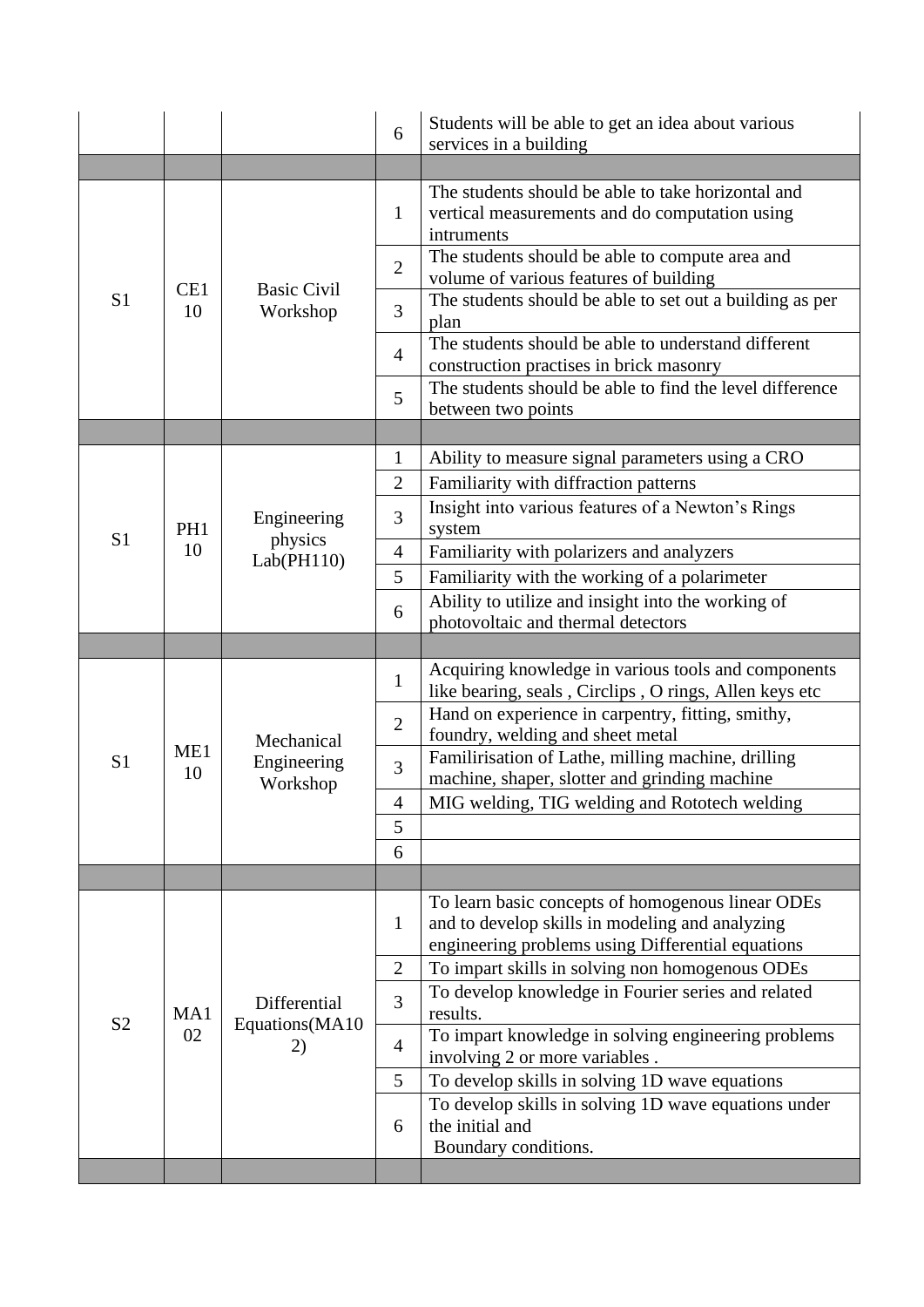| | | | | |
|---|---|---|---|---|
| | | | 6 | Students will be able to get an idea about various services in a building |
| | | | | |
| S1 | CE1 10 | Basic Civil Workshop | 1 | The students should be able to take horizontal and vertical measurements and do computation using intruments |
| | | | 2 | The students should be able to compute area and volume of various features of building |
| | | | 3 | The students should be able to set out a building as per plan |
| | | | 4 | The students should be able to understand different construction practises in brick masonry |
| | | | 5 | The students should be able to find the level difference between two points |
| | | | | |
| S1 | PH1 10 | Engineering physics Lab(PH110) | 1 | Ability to measure signal parameters using a CRO |
| | | | 2 | Familiarity with diffraction patterns |
| | | | 3 | Insight into various features of a Newton's Rings system |
| | | | 4 | Familiarity with polarizers and analyzers |
| | | | 5 | Familiarity with the working of a polarimeter |
| | | | 6 | Ability to utilize and insight into the working of photovoltaic and thermal detectors |
| | | | | |
| S1 | ME1 10 | Mechanical Engineering Workshop | 1 | Acquiring knowledge in various tools and components like bearing, seals , Circlips , O rings, Allen keys etc |
| | | | 2 | Hand on experience in carpentry, fitting, smithy, foundry, welding and sheet metal |
| | | | 3 | Familirisation of Lathe, milling machine, drilling machine, shaper, slotter and grinding machine |
| | | | 4 | MIG welding, TIG welding and Rototech welding |
| | | | 5 | |
| | | | 6 | |
| | | | | |
| S2 | MA1 02 | Differential Equations(MA102) | 1 | To learn basic concepts of homogenous linear ODEs and to develop skills in modeling and analyzing engineering problems using Differential equations |
| | | | 2 | To impart skills in solving non homogenous ODEs |
| | | | 3 | To develop knowledge in Fourier series and related results. |
| | | | 4 | To impart knowledge in solving engineering problems involving 2 or more variables . |
| | | | 5 | To develop skills in solving 1D wave equations |
| | | | 6 | To develop skills in solving 1D wave equations under the initial and Boundary conditions. |
| | | | | |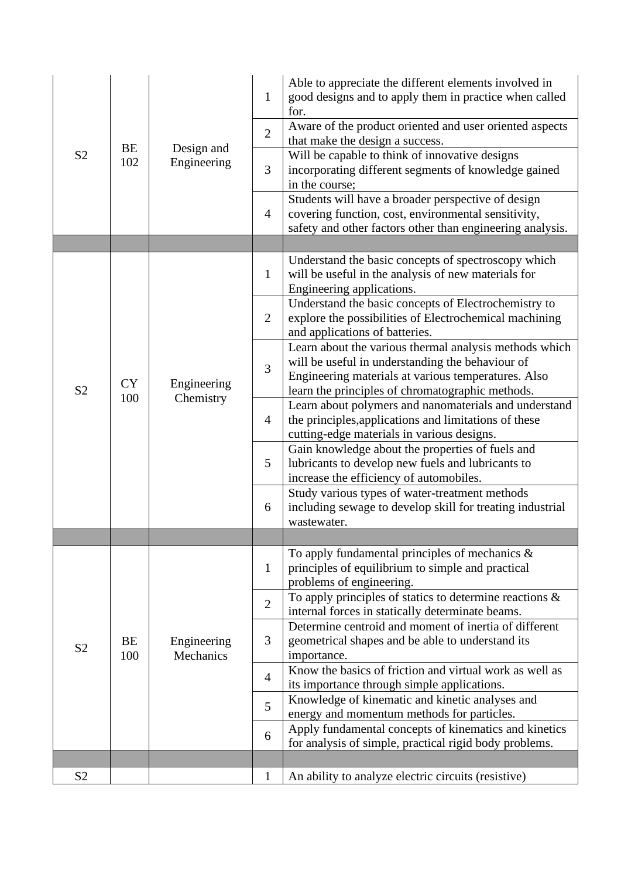| | | | | |
|---|---|---|---|---|
| S2 | BE 102 | Design and Engineering | 1 | Able to appreciate the different elements involved in good designs and to apply them in practice when called for. |
| | | | 2 | Aware of the product oriented and user oriented aspects that make the design a success. |
| | | | 3 | Will be capable to think of innovative designs incorporating different segments of knowledge gained in the course; |
| | | | 4 | Students will have a broader perspective of design covering function, cost, environmental sensitivity, safety and other factors other than engineering analysis. |
| | | | | |
| S2 | CY 100 | Engineering Chemistry | 1 | Understand the basic concepts of spectroscopy which will be useful in the analysis of new materials for Engineering applications. |
| | | | 2 | Understand the basic concepts of Electrochemistry to explore the possibilities of Electrochemical machining and applications of batteries. |
| | | | 3 | Learn about the various thermal analysis methods which will be useful in understanding the behaviour of Engineering materials at various temperatures. Also learn the principles of chromatographic methods. |
| | | | 4 | Learn about polymers and nanomaterials and understand the principles,applications and limitations of these cutting-edge materials in various designs. |
| | | | 5 | Gain knowledge about the properties of fuels and lubricants to develop new fuels and lubricants to increase the efficiency of automobiles. |
| | | | 6 | Study various types of water-treatment methods including sewage to develop skill for treating industrial wastewater. |
| | | | | |
| S2 | BE 100 | Engineering Mechanics | 1 | To apply fundamental principles of mechanics & principles of equilibrium to simple and practical problems of engineering. |
| | | | 2 | To apply principles of statics to determine reactions & internal forces in statically determinate beams. |
| | | | 3 | Determine centroid and moment of inertia of different geometrical shapes and be able to understand its importance. |
| | | | 4 | Know the basics of friction and virtual work as well as its importance through simple applications. |
| | | | 5 | Knowledge of kinematic and kinetic analyses and energy and momentum methods for particles. |
| | | | 6 | Apply fundamental concepts of kinematics and kinetics for analysis of simple, practical rigid body problems. |
| | | | | |
| S2 | | | 1 | An ability to analyze electric circuits (resistive) |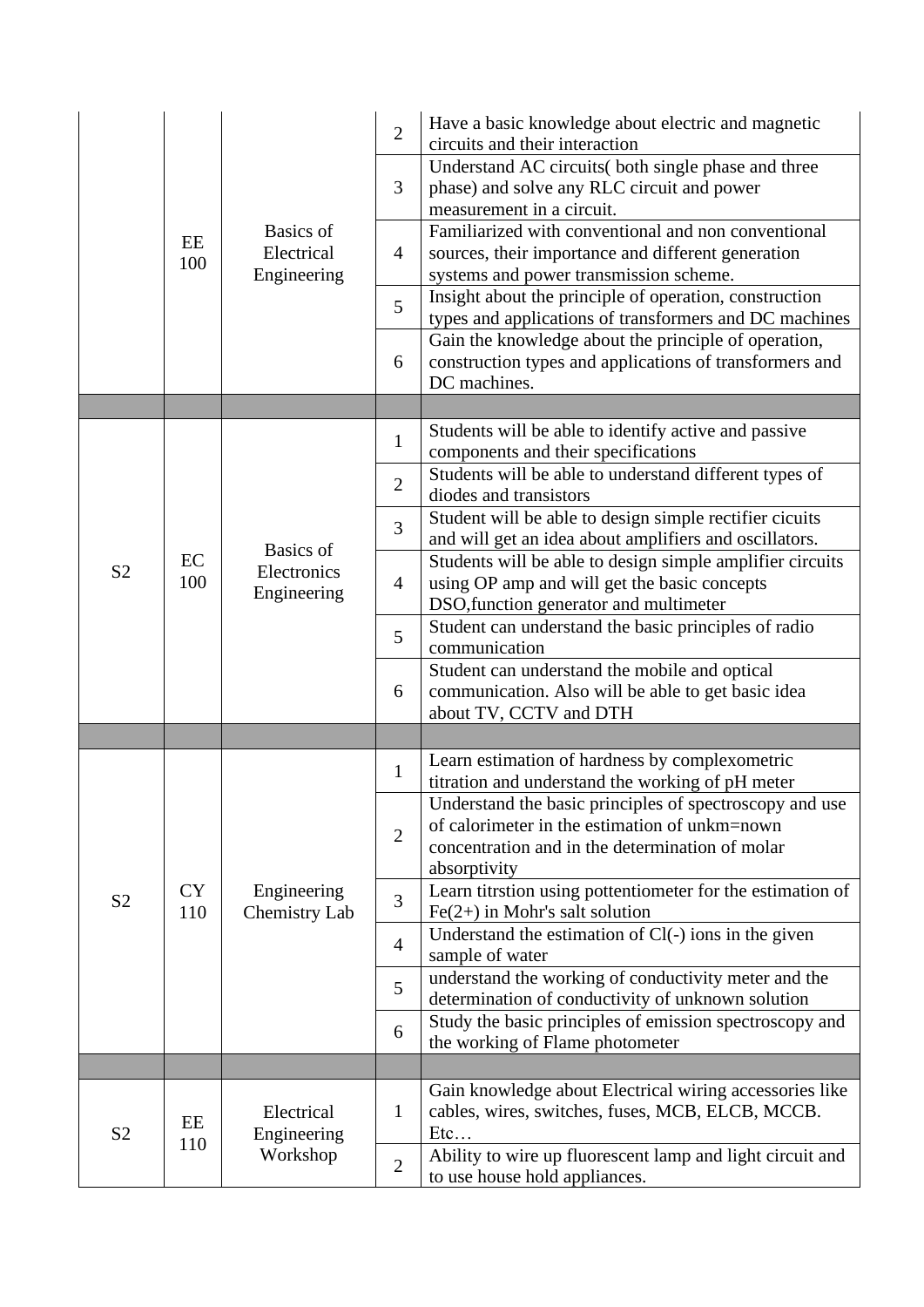| | | | | |
|---|---|---|---|---|
| | EE 100 | Basics of Electrical Engineering | 2 | Have a basic knowledge about electric and magnetic circuits and their interaction |
| | | | 3 | Understand AC circuits( both single phase and three phase) and solve any RLC circuit and power measurement in a circuit. |
| | | | 4 | Familiarized with conventional and non conventional sources, their importance and different generation systems and power transmission scheme. |
| | | | 5 | Insight about the principle of operation, construction types and applications of transformers and DC machines |
| | | | 6 | Gain the knowledge about the principle of operation, construction types and applications of transformers and DC machines. |
| | | | | |
| S2 | EC 100 | Basics of Electronics Engineering | 1 | Students will be able to identify active and passive components and their specifications |
| | | | 2 | Students will be able to understand different types of diodes and transistors |
| | | | 3 | Student will be able to design simple rectifier cicuits and will get an idea about amplifiers and oscillators. |
| | | | 4 | Students will be able to design simple amplifier circuits using OP amp and will get the basic concepts DSO,function generator and multimeter |
| | | | 5 | Student can understand the basic principles of radio communication |
| | | | 6 | Student can understand the mobile and optical communication. Also will be able to get basic idea about TV, CCTV and DTH |
| | | | | |
| S2 | CY 110 | Engineering Chemistry Lab | 1 | Learn estimation of hardness by complexometric titration and understand the working of pH meter |
| | | | 2 | Understand the basic principles of spectroscopy and use of calorimeter in the estimation of unkm=nown concentration and in the determination of molar absorptivity |
| | | | 3 | Learn titrstion using pottentiometer for the estimation of Fe(2+) in Mohr's salt solution |
| | | | 4 | Understand the estimation of Cl(-) ions in the given sample of water |
| | | | 5 | understand the working of conductivity meter and the determination of conductivity of unknown solution |
| | | | 6 | Study the basic principles of emission spectroscopy and the working of Flame photometer |
| | | | | |
| S2 | EE 110 | Electrical Engineering Workshop | 1 | Gain knowledge about Electrical wiring accessories like cables, wires, switches, fuses, MCB, ELCB, MCCB. Etc… |
| | | | 2 | Ability to wire up fluorescent lamp and light circuit and to use house hold appliances. |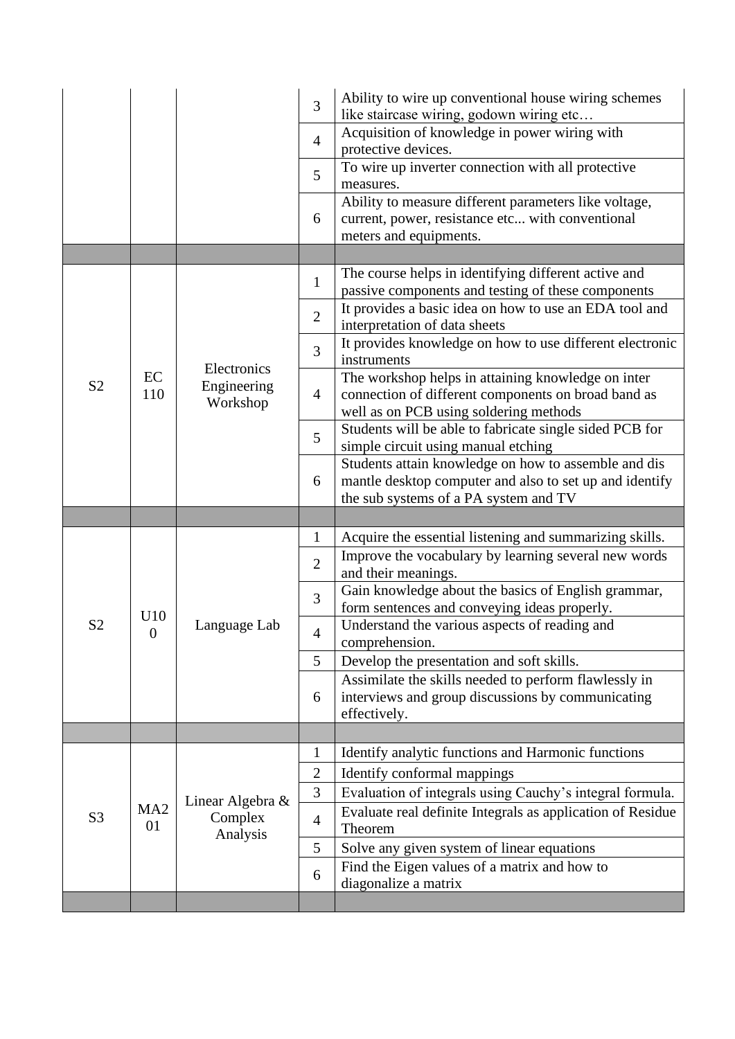| | | | | |
|---|---|---|---|---|
| | | | 3 | Ability to wire up conventional house wiring schemes like staircase wiring, godown wiring etc… |
| | | | 4 | Acquisition of knowledge in power wiring with protective devices. |
| | | | 5 | To wire up inverter connection with all protective measures. |
| | | | 6 | Ability to measure different parameters like voltage, current, power, resistance etc... with conventional meters and equipments. |
| | | | | |
| S2 | EC 110 | Electronics Engineering Workshop | 1 | The course helps in identifying different active and passive components and testing of these components |
| | | | 2 | It provides a basic idea on how to use an EDA tool and interpretation of data sheets |
| | | | 3 | It provides knowledge on how to use different electronic instruments |
| | | | 4 | The workshop helps in attaining knowledge on inter connection of different components on broad band as well as on PCB using soldering methods |
| | | | 5 | Students will be able to fabricate single sided PCB for simple circuit using manual etching |
| | | | 6 | Students attain knowledge on how to assemble and dis mantle desktop computer and also to set up and identify the sub systems of a PA system and TV |
| | | | | |
| S2 | U100 | Language Lab | 1 | Acquire the essential listening and summarizing skills. |
| | | | 2 | Improve the vocabulary by learning several new words and their meanings. |
| | | | 3 | Gain knowledge about the basics of English grammar, form sentences and conveying ideas properly. |
| | | | 4 | Understand the various aspects of reading and comprehension. |
| | | | 5 | Develop the presentation and soft skills. |
| | | | 6 | Assimilate the skills needed to perform flawlessly in interviews and group discussions by communicating effectively. |
| | | | | |
| S3 | MA201 | Linear Algebra & Complex Analysis | 1 | Identify analytic functions and Harmonic functions |
| | | | 2 | Identify conformal mappings |
| | | | 3 | Evaluation of integrals using Cauchy's integral formula. |
| | | | 4 | Evaluate real definite Integrals as application of Residue Theorem |
| | | | 5 | Solve any given system of linear equations |
| | | | 6 | Find the Eigen values of a matrix and how to diagonalize a matrix |
| | | | | |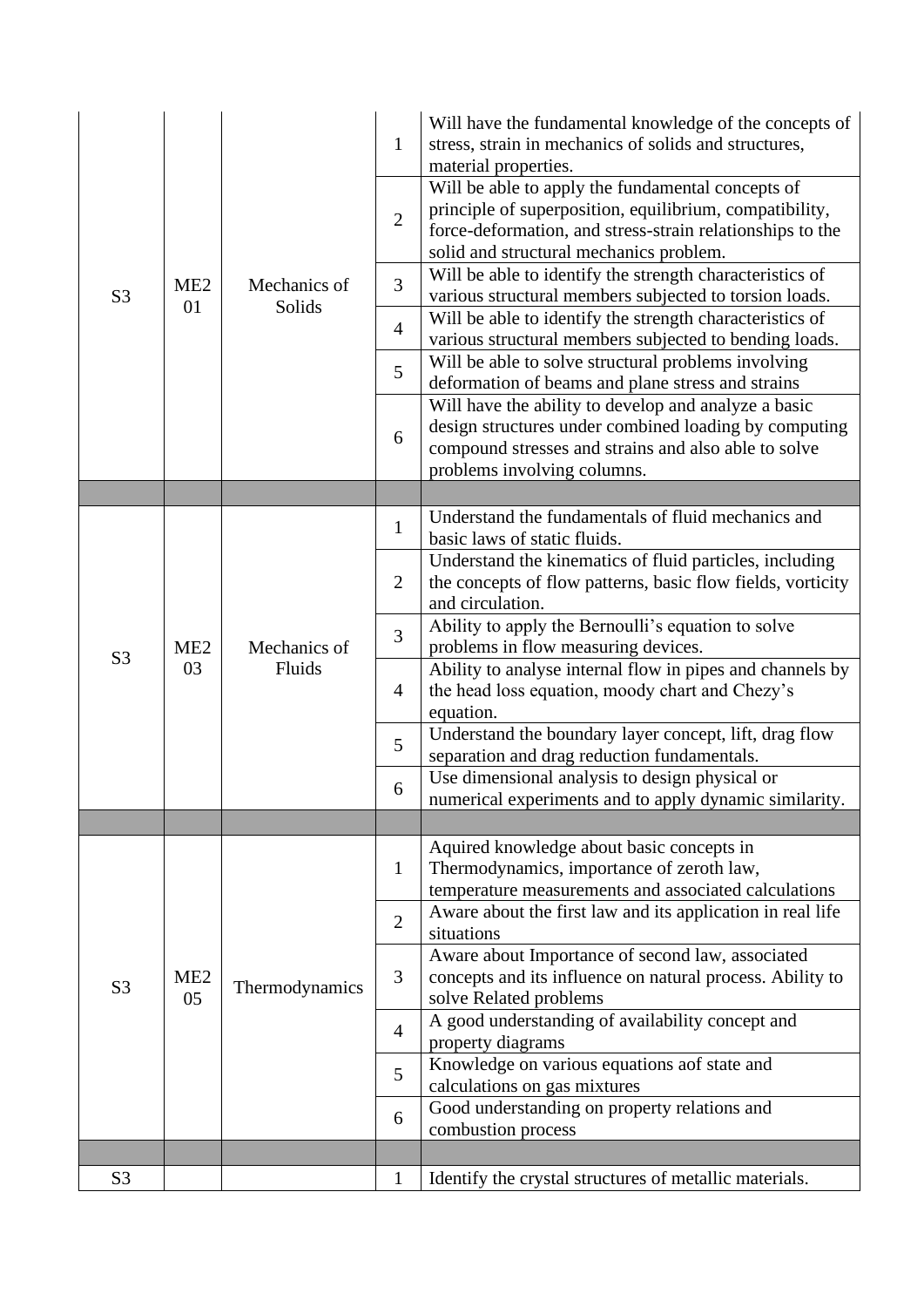| | | | | |
|---|---|---|---|---|
| S3 | ME201 | Mechanics of Solids | 1 | Will have the fundamental knowledge of the concepts of stress, strain in mechanics of solids and structures, material properties. |
| | | | 2 | Will be able to apply the fundamental concepts of principle of superposition, equilibrium, compatibility, force-deformation, and stress-strain relationships to the solid and structural mechanics problem. |
| | | | 3 | Will be able to identify the strength characteristics of various structural members subjected to torsion loads. |
| | | | 4 | Will be able to identify the strength characteristics of various structural members subjected to bending loads. |
| | | | 5 | Will be able to solve structural problems involving deformation of beams and plane stress and strains |
| | | | 6 | Will have the ability to develop and analyze a basic design structures under combined loading by computing compound stresses and strains and also able to solve problems involving columns. |
| | | | | |
| S3 | ME203 | Mechanics of Fluids | 1 | Understand the fundamentals of fluid mechanics and basic laws of static fluids. |
| | | | 2 | Understand the kinematics of fluid particles, including the concepts of flow patterns, basic flow fields, vorticity and circulation. |
| | | | 3 | Ability to apply the Bernoulli's equation to solve problems in flow measuring devices. |
| | | | 4 | Ability to analyse internal flow in pipes and channels by the head loss equation, moody chart and Chezy's equation. |
| | | | 5 | Understand the boundary layer concept, lift, drag flow separation and drag reduction fundamentals. |
| | | | 6 | Use dimensional analysis to design physical or numerical experiments and to apply dynamic similarity. |
| | | | | |
| S3 | ME205 | Thermodynamics | 1 | Aquired knowledge about basic concepts in Thermodynamics, importance of zeroth law, temperature measurements and associated calculations |
| | | | 2 | Aware about the first law and its application in real life situations |
| | | | 3 | Aware about Importance of second law, associated concepts and its influence on natural process. Ability to solve Related problems |
| | | | 4 | A good understanding of availability concept and property diagrams |
| | | | 5 | Knowledge on various equations aof state and calculations on gas mixtures |
| | | | 6 | Good understanding on property relations and combustion process |
| | | | | |
| S3 | | | 1 | Identify the crystal structures of metallic materials. |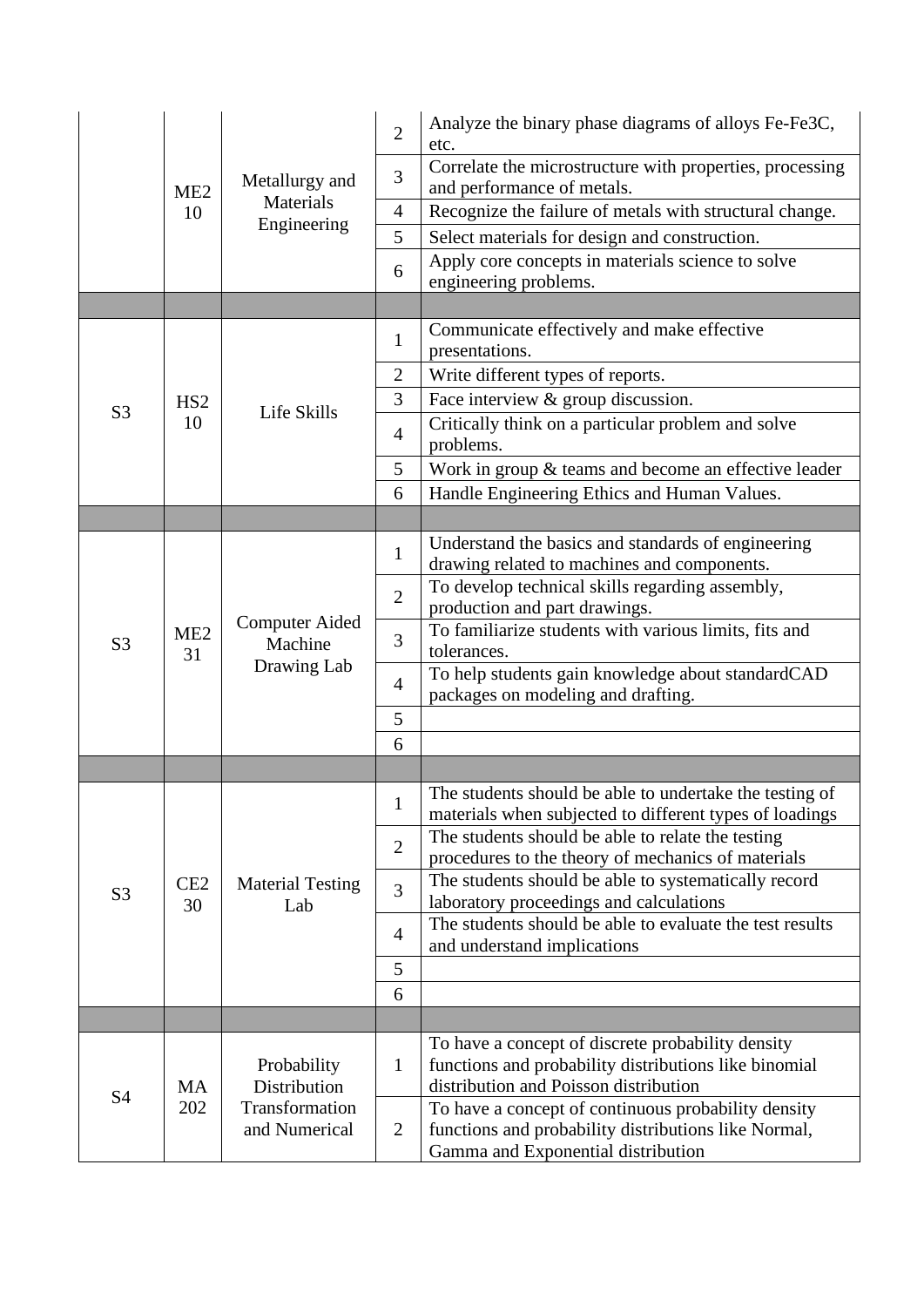| | | | | |
|---|---|---|---|---|
| | ME210 | Metallurgy and Materials Engineering | 2 | Analyze the binary phase diagrams of alloys Fe-Fe3C, etc. |
| | | | 3 | Correlate the microstructure with properties, processing and performance of metals. |
| | | | 4 | Recognize the failure of metals with structural change. |
| | | | 5 | Select materials for design and construction. |
| | | | 6 | Apply core concepts in materials science to solve engineering problems. |
| | | | | |
| S3 | HS210 | Life Skills | 1 | Communicate effectively and make effective presentations. |
| | | | 2 | Write different types of reports. |
| | | | 3 | Face interview & group discussion. |
| | | | 4 | Critically think on a particular problem and solve problems. |
| | | | 5 | Work in group & teams and become an effective leader |
| | | | 6 | Handle Engineering Ethics and Human Values. |
| | | | | |
| S3 | ME231 | Computer Aided Machine Drawing Lab | 1 | Understand the basics and standards of engineering drawing related to machines and components. |
| | | | 2 | To develop technical skills regarding assembly, production and part drawings. |
| | | | 3 | To familiarize students with various limits, fits and tolerances. |
| | | | 4 | To help students gain knowledge about standardCAD packages on modeling and drafting. |
| | | | 5 | |
| | | | 6 | |
| | | | | |
| S3 | CE230 | Material Testing Lab | 1 | The students should be able to undertake the testing of materials when subjected to different types of loadings |
| | | | 2 | The students should be able to relate the testing procedures to the theory of mechanics of materials |
| | | | 3 | The students should be able to systematically record laboratory proceedings and calculations |
| | | | 4 | The students should be able to evaluate the test results and understand implications |
| | | | 5 | |
| | | | 6 | |
| | | | | |
| S4 | MA 202 | Probability Distribution Transformation and Numerical | 1 | To have a concept of discrete probability density functions and probability distributions like binomial distribution and Poisson distribution |
| | | | 2 | To have a concept of continuous probability density functions and probability distributions like Normal, Gamma and Exponential distribution |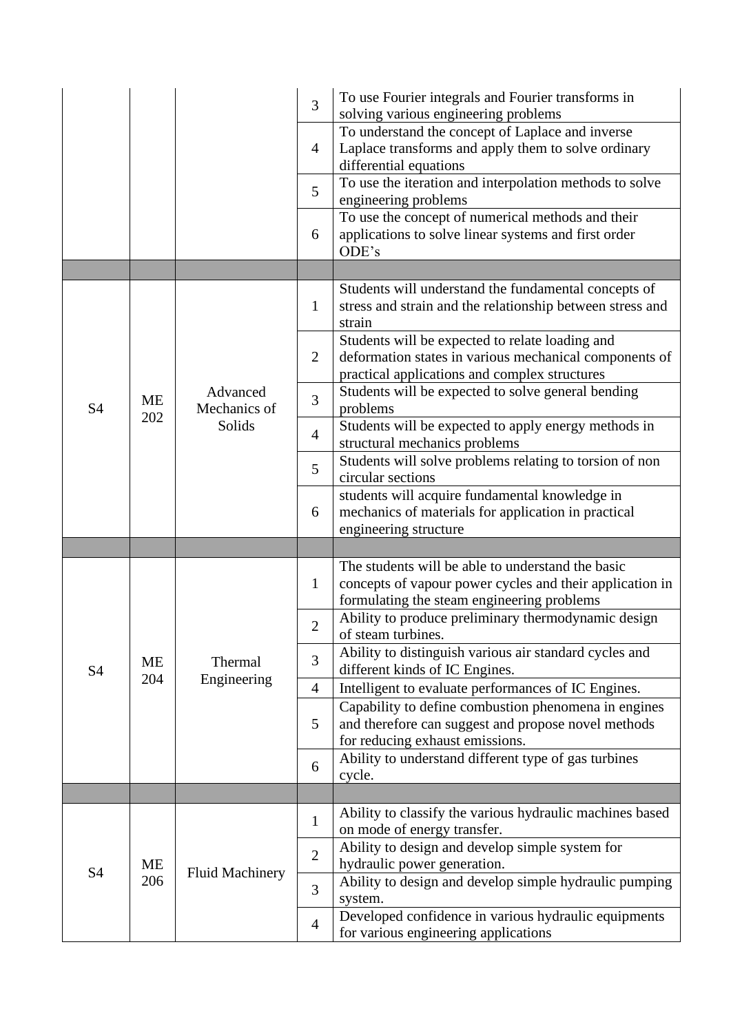| | | | | |
|---|---|---|---|---|
| | | | 3 | To use Fourier integrals and Fourier transforms in solving various engineering problems |
| | | | 4 | To understand the concept of Laplace and inverse Laplace transforms and apply them to solve ordinary differential equations |
| | | | 5 | To use the iteration and interpolation methods to solve engineering problems |
| | | | 6 | To use the concept of numerical methods and their applications to solve linear systems and first order ODE's |
| | | | | |
| S4 | ME 202 | Advanced Mechanics of Solids | 1 | Students will understand the fundamental concepts of stress and strain and the relationship between stress and strain |
| | | | 2 | Students will be expected to relate loading and deformation states in various mechanical components of practical applications and complex structures |
| | | | 3 | Students will be expected to solve general bending problems |
| | | | 4 | Students will be expected to apply energy methods in structural mechanics problems |
| | | | 5 | Students will solve problems relating to torsion of non circular sections |
| | | | 6 | students will acquire fundamental knowledge in mechanics of materials for application in practical engineering structure |
| | | | | |
| S4 | ME 204 | Thermal Engineering | 1 | The students will be able to understand the basic concepts of vapour power cycles and their application in formulating the steam engineering problems |
| | | | 2 | Ability to produce preliminary thermodynamic design of steam turbines. |
| | | | 3 | Ability to distinguish various air standard cycles and different kinds of IC Engines. |
| | | | 4 | Intelligent to evaluate performances of IC Engines. |
| | | | 5 | Capability to define combustion phenomena in engines and therefore can suggest and propose novel methods for reducing exhaust emissions. |
| | | | 6 | Ability to understand different type of gas turbines cycle. |
| | | | | |
| S4 | ME 206 | Fluid Machinery | 1 | Ability to classify the various hydraulic machines based on mode of energy transfer. |
| | | | 2 | Ability to design and develop simple system for hydraulic power generation. |
| | | | 3 | Ability to design and develop simple hydraulic pumping system. |
| | | | 4 | Developed confidence in various hydraulic equipments for various engineering applications |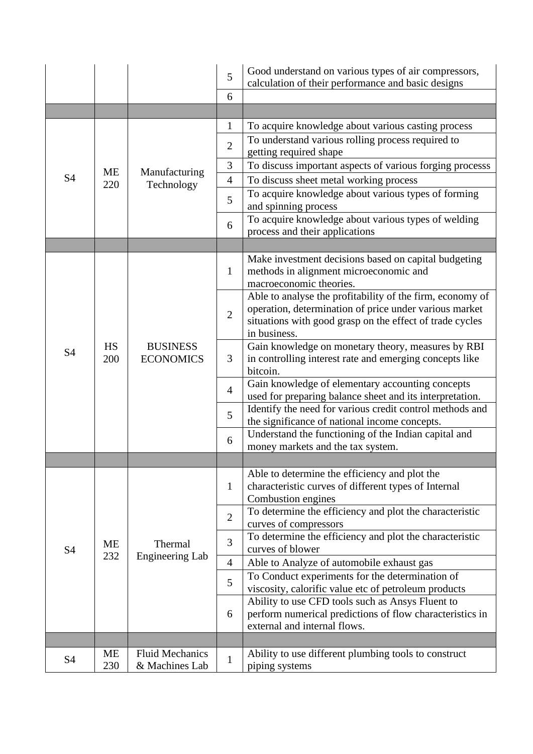| | | | | |
|---|---|---|---|---|
| | | | 5 | Good understand on various types of air compressors, calculation of their performance and basic designs |
| | | | 6 | |
| | | | | |
| S4 | ME 220 | Manufacturing Technology | 1 | To acquire knowledge about various casting process |
| | | | 2 | To understand various rolling process required to getting required shape |
| | | | 3 | To discuss important aspects of various forging processs |
| | | | 4 | To discuss sheet metal working process |
| | | | 5 | To acquire knowledge about various types of forming and spinning process |
| | | | 6 | To acquire knowledge about various types of welding process and their applications |
| | | | | |
| S4 | HS 200 | BUSINESS ECONOMICS | 1 | Make investment decisions based on capital budgeting methods in alignment microeconomic and macroeconomic theories. |
| | | | 2 | Able to analyse the profitability of the firm, economy of operation, determination of price under various market situations with good grasp on the effect of trade cycles in business. |
| | | | 3 | Gain knowledge on monetary theory, measures by RBI in controlling interest rate and emerging concepts like bitcoin. |
| | | | 4 | Gain knowledge of elementary accounting concepts used for preparing balance sheet and its interpretation. |
| | | | 5 | Identify the need for various credit control methods and the significance of national income concepts. |
| | | | 6 | Understand the functioning of the Indian capital and money markets and the tax system. |
| | | | | |
| S4 | ME 232 | Thermal Engineering Lab | 1 | Able to determine the efficiency and plot the characteristic curves of different types of Internal Combustion engines |
| | | | 2 | To determine the efficiency and plot the characteristic curves of compressors |
| | | | 3 | To determine the efficiency and plot the characteristic curves of blower |
| | | | 4 | Able to Analyze of automobile exhaust gas |
| | | | 5 | To Conduct experiments for the determination of viscosity, calorific value etc of petroleum products |
| | | | 6 | Ability to use CFD tools such as Ansys Fluent to perform numerical predictions of flow characteristics in external and internal flows. |
| | | | | |
| S4 | ME 230 | Fluid Mechanics & Machines Lab | 1 | Ability to use different plumbing tools to construct piping systems |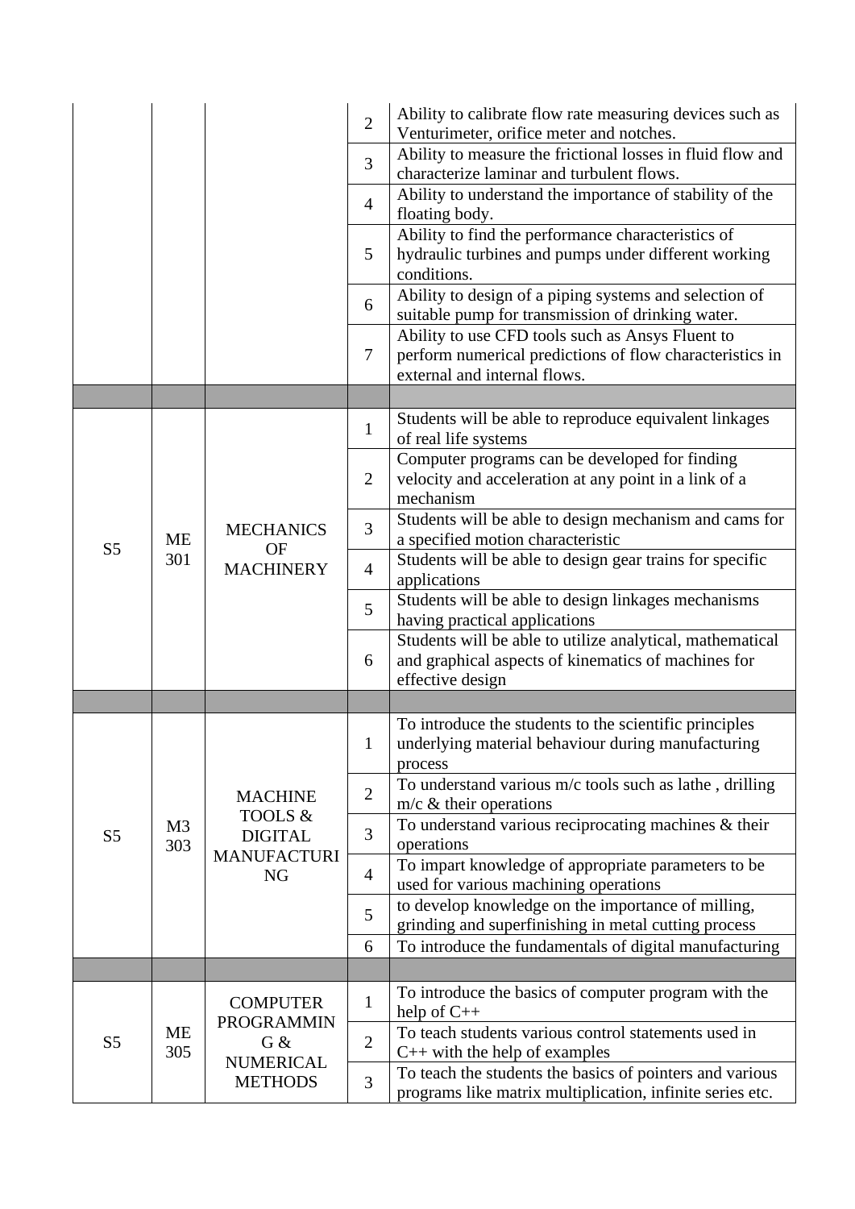| | | | | |
|---|---|---|---|---|
| | | | 2 | Ability to calibrate flow rate measuring devices such as Venturimeter, orifice meter and notches. |
| | | | 3 | Ability to measure the frictional losses in fluid flow and characterize laminar and turbulent flows. |
| | | | 4 | Ability to understand the importance of stability of the floating body. |
| | | | 5 | Ability to find the performance characteristics of hydraulic turbines and pumps under different working conditions. |
| | | | 6 | Ability to design of a piping systems and selection of suitable pump for transmission of drinking water. |
| | | | 7 | Ability to use CFD tools such as Ansys Fluent to perform numerical predictions of flow characteristics in external and internal flows. |
| | | | | |
| S5 | ME 301 | MECHANICS OF MACHINERY | 1 | Students will be able to reproduce equivalent linkages of real life systems |
| | | | 2 | Computer programs can be developed for finding velocity and acceleration at any point in a link of a mechanism |
| | | | 3 | Students will be able to design mechanism and cams for a specified motion characteristic |
| | | | 4 | Students will be able to design gear trains for specific applications |
| | | | 5 | Students will be able to design linkages mechanisms having practical applications |
| | | | 6 | Students will be able to utilize analytical, mathematical and graphical aspects of kinematics of machines for effective design |
| | | | | |
| S5 | M3 303 | MACHINE TOOLS & DIGITAL MANUFACTURING | 1 | To introduce the students to the scientific principles underlying material behaviour during manufacturing process |
| | | | 2 | To understand various m/c tools such as lathe , drilling m/c & their operations |
| | | | 3 | To understand various reciprocating machines & their operations |
| | | | 4 | To impart knowledge of appropriate parameters to be used for various machining operations |
| | | | 5 | to develop knowledge on the importance of milling, grinding and superfinishing in metal cutting process |
| | | | 6 | To introduce the fundamentals of digital manufacturing |
| | | | | |
| S5 | ME 305 | COMPUTER PROGRAMMING & NUMERICAL METHODS | 1 | To introduce the basics of computer program with the help of C++ |
| | | | 2 | To teach students various control statements used in C++ with the help of examples |
| | | | 3 | To teach the students the basics of pointers and various programs like matrix multiplication, infinite series etc. |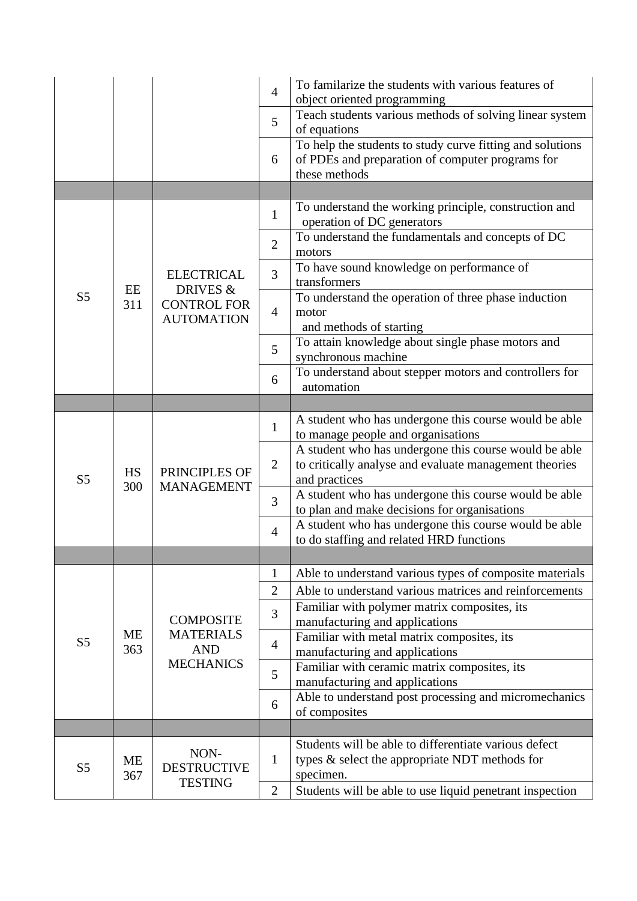| | | | | |
|---|---|---|---|---|
| | | | 4 | To familarize the students with various features of object oriented programming |
| | | | 5 | Teach students various methods of solving linear system of equations |
| | | | 6 | To help the students to study curve fitting and solutions of PDEs and preparation of computer programs for these methods |
| | | | | |
| S5 | EE 311 | ELECTRICAL DRIVES & CONTROL FOR AUTOMATION | 1 | To understand the working principle, construction and operation of DC generators |
| | | | 2 | To understand the fundamentals and concepts of DC motors |
| | | | 3 | To have sound knowledge on performance of transformers |
| | | | 4 | To understand the operation of three phase induction motor and methods of starting |
| | | | 5 | To attain knowledge about single phase motors and synchronous machine |
| | | | 6 | To understand about stepper motors and controllers for automation |
| | | | | |
| S5 | HS 300 | PRINCIPLES OF MANAGEMENT | 1 | A student who has undergone this course would be able to manage people and organisations |
| | | | 2 | A student who has undergone this course would be able to critically analyse and evaluate management theories and practices |
| | | | 3 | A student who has undergone this course would be able to plan and make decisions for organisations |
| | | | 4 | A student who has undergone this course would be able to do staffing and related HRD functions |
| | | | | |
| S5 | ME 363 | COMPOSITE MATERIALS AND MECHANICS | 1 | Able to understand various types of composite materials |
| | | | 2 | Able to understand various matrices and reinforcements |
| | | | 3 | Familiar with polymer matrix composites, its manufacturing and applications |
| | | | 4 | Familiar with metal matrix composites, its manufacturing and applications |
| | | | 5 | Familiar with ceramic matrix composites, its manufacturing and applications |
| | | | 6 | Able to understand post processing and micromechanics of composites |
| | | | | |
| S5 | ME 367 | NON-DESTRUCTIVE TESTING | 1 | Students will be able to differentiate various defect types & select the appropriate NDT methods for specimen. |
| | | | 2 | Students will be able to use liquid penetrant inspection |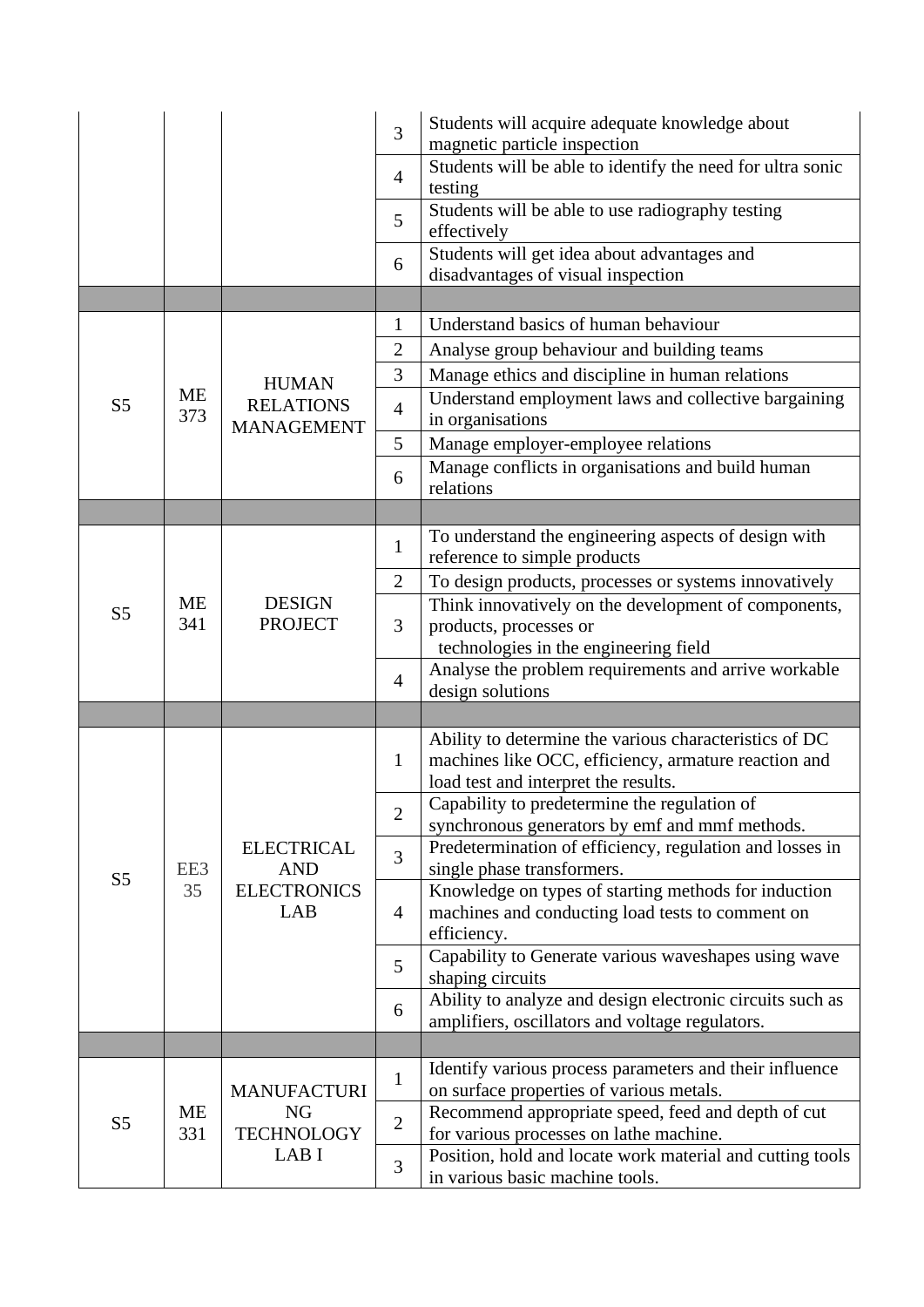| | | | | |
|---|---|---|---|---|
| | | | 3 | Students will acquire adequate knowledge about magnetic particle inspection |
| | | | 4 | Students will be able to identify the need for ultra sonic testing |
| | | | 5 | Students will be able to use radiography testing effectively |
| | | | 6 | Students will get idea about advantages and disadvantages of visual inspection |
| | | | | |
| S5 | ME 373 | HUMAN RELATIONS MANAGEMENT | 1 | Understand basics of human behaviour |
| | | | 2 | Analyse group behaviour and building teams |
| | | | 3 | Manage ethics and discipline in human relations |
| | | | 4 | Understand employment laws and collective bargaining in organisations |
| | | | 5 | Manage employer-employee relations |
| | | | 6 | Manage conflicts in organisations and build human relations |
| | | | | |
| S5 | ME 341 | DESIGN PROJECT | 1 | To understand the engineering aspects of design with reference to simple products |
| | | | 2 | To design products, processes or systems innovatively |
| | | | 3 | Think innovatively on the development of components, products, processes or technologies in the engineering field |
| | | | 4 | Analyse the problem requirements and arrive workable design solutions |
| | | | | |
| S5 | EE3 35 | ELECTRICAL AND ELECTRONICS LAB | 1 | Ability to determine the various characteristics of DC machines like OCC, efficiency, armature reaction and load test and interpret the results. |
| | | | 2 | Capability to predetermine the regulation of synchronous generators by emf and mmf methods. |
| | | | 3 | Predetermination of efficiency, regulation and losses in single phase transformers. |
| | | | 4 | Knowledge on types of starting methods for induction machines and conducting load tests to comment on efficiency. |
| | | | 5 | Capability to Generate various waveshapes using wave shaping circuits |
| | | | 6 | Ability to analyze and design electronic circuits such as amplifiers, oscillators and voltage regulators. |
| | | | | |
| S5 | ME 331 | MANUFACTURING TECHNOLOGY LAB I | 1 | Identify various process parameters and their influence on surface properties of various metals. |
| | | | 2 | Recommend appropriate speed, feed and depth of cut for various processes on lathe machine. |
| | | | 3 | Position, hold and locate work material and cutting tools in various basic machine tools. |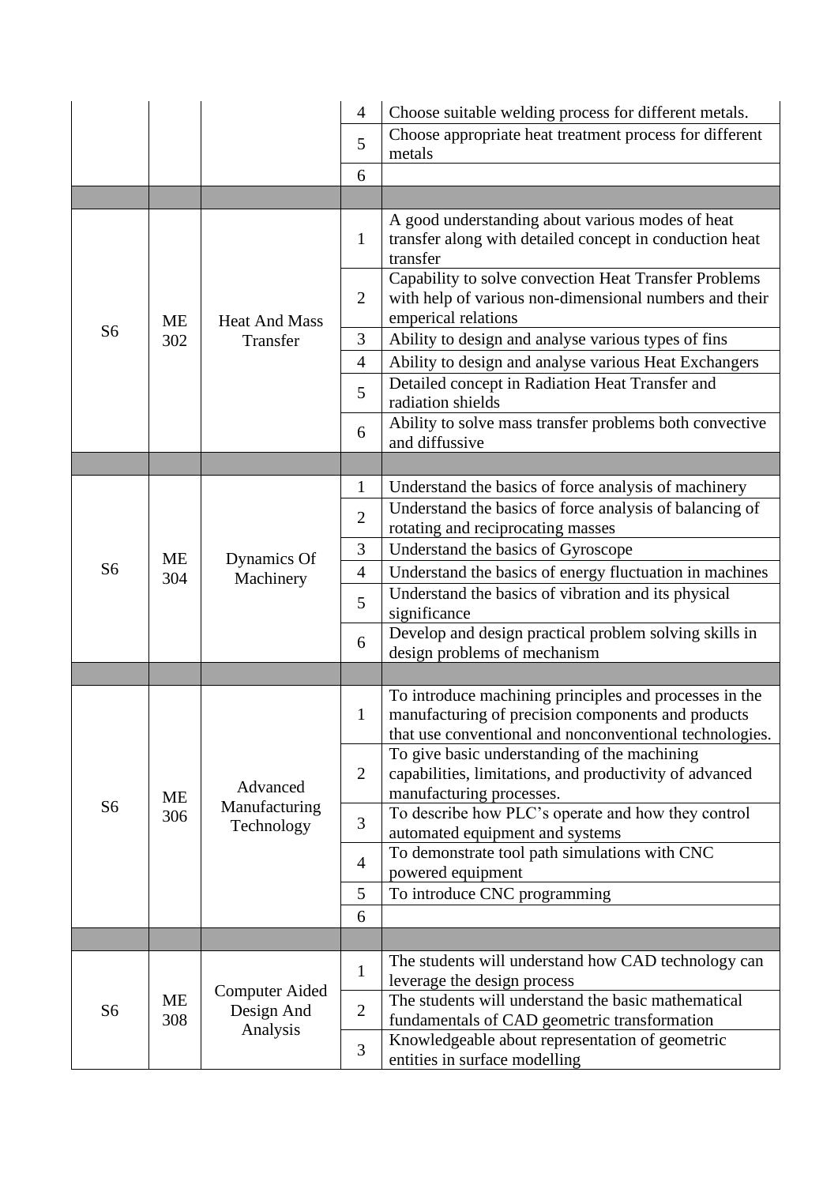| | | | | |
|---|---|---|---|---|
| | | | 4 | Choose suitable welding process for different metals. |
| | | | 5 | Choose appropriate heat treatment process for different metals |
| | | | 6 | |
| | | | | |
| S6 | ME 302 | Heat And Mass Transfer | 1 | A good understanding about various modes of heat transfer along with detailed concept in conduction heat transfer |
| | | | 2 | Capability to solve convection Heat Transfer Problems with help of various non-dimensional numbers and their emperical relations |
| | | | 3 | Ability to design and analyse various types of fins |
| | | | 4 | Ability to design and analyse various Heat Exchangers |
| | | | 5 | Detailed concept in Radiation Heat Transfer and radiation shields |
| | | | 6 | Ability to solve mass transfer problems both convective and diffussive |
| | | | | |
| S6 | ME 304 | Dynamics Of Machinery | 1 | Understand the basics of force analysis of machinery |
| | | | 2 | Understand the basics of force analysis of balancing of rotating and reciprocating masses |
| | | | 3 | Understand the basics of Gyroscope |
| | | | 4 | Understand the basics of energy fluctuation in machines |
| | | | 5 | Understand the basics of vibration and its physical significance |
| | | | 6 | Develop and design practical problem solving skills in design problems of mechanism |
| | | | | |
| S6 | ME 306 | Advanced Manufacturing Technology | 1 | To introduce machining principles and processes in the manufacturing of precision components and products that use conventional and nonconventional technologies. |
| | | | 2 | To give basic understanding of the machining capabilities, limitations, and productivity of advanced manufacturing processes. |
| | | | 3 | To describe how PLC's operate and how they control automated equipment and systems |
| | | | 4 | To demonstrate tool path simulations with CNC powered equipment |
| | | | 5 | To introduce CNC programming |
| | | | 6 | |
| | | | | |
| S6 | ME 308 | Computer Aided Design And Analysis | 1 | The students will understand how CAD technology can leverage the design process |
| | | | 2 | The students will understand the basic mathematical fundamentals of CAD geometric transformation |
| | | | 3 | Knowledgeable about representation of geometric entities in surface modelling |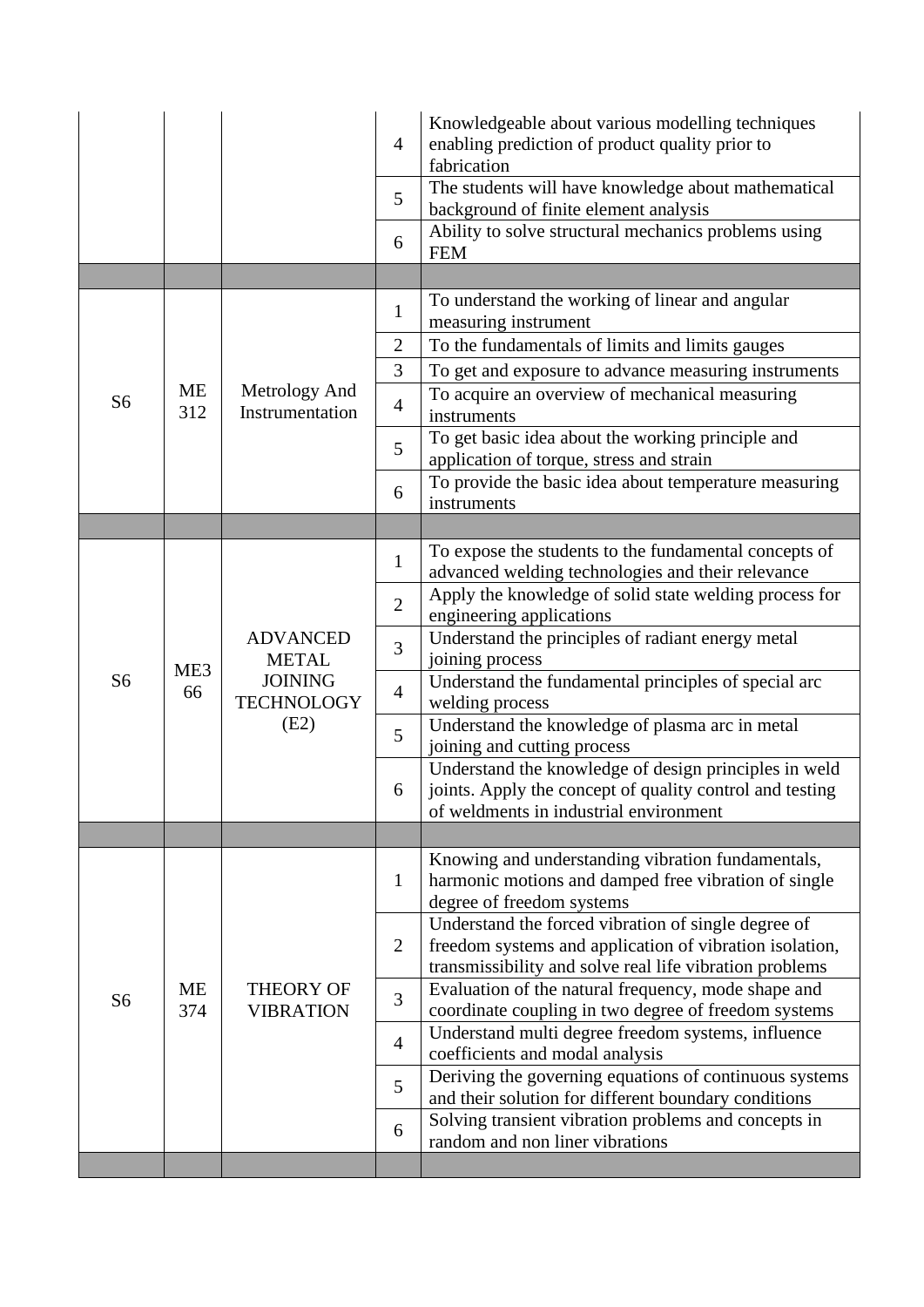| | | | | |
|---|---|---|---|---|
| | | | 4 | Knowledgeable about various modelling techniques enabling prediction of product quality prior to fabrication |
| | | | 5 | The students will have knowledge about mathematical background of finite element analysis |
| | | | 6 | Ability to solve structural mechanics problems using FEM |
| | | | | |
| S6 | ME 312 | Metrology And Instrumentation | 1 | To understand the working of linear and angular measuring instrument |
| | | | 2 | To the fundamentals of limits and limits gauges |
| | | | 3 | To get and exposure to advance measuring instruments |
| | | | 4 | To acquire an overview of mechanical measuring instruments |
| | | | 5 | To get basic idea about the working principle and application of torque, stress and strain |
| | | | 6 | To provide the basic idea about temperature measuring instruments |
| | | | | |
| S6 | ME3 66 | ADVANCED METAL JOINING TECHNOLOGY (E2) | 1 | To expose the students to the fundamental concepts of advanced welding technologies and their relevance |
| | | | 2 | Apply the knowledge of solid state welding process for engineering applications |
| | | | 3 | Understand the principles of radiant energy metal joining process |
| | | | 4 | Understand the fundamental principles of special arc welding process |
| | | | 5 | Understand the knowledge of plasma arc in metal joining and cutting process |
| | | | 6 | Understand the knowledge of design principles in weld joints. Apply the concept of quality control and testing of weldments in industrial environment |
| | | | | |
| S6 | ME 374 | THEORY OF VIBRATION | 1 | Knowing and understanding vibration fundamentals, harmonic motions and damped free vibration of single degree of freedom systems |
| | | | 2 | Understand the forced vibration of single degree of freedom systems and application of vibration isolation, transmissibility and solve real life vibration problems |
| | | | 3 | Evaluation of the natural frequency, mode shape and coordinate coupling in two degree of freedom systems |
| | | | 4 | Understand multi degree freedom systems, influence coefficients and modal analysis |
| | | | 5 | Deriving the governing equations of continuous systems and their solution for different boundary conditions |
| | | | 6 | Solving transient vibration problems and concepts in random and non liner vibrations |
| | | | | |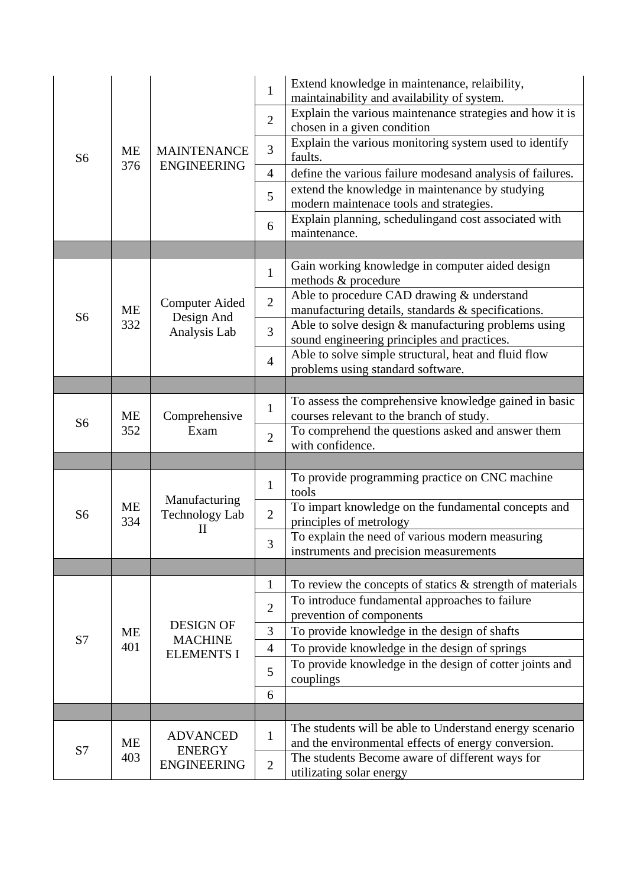| | | | | |
|---|---|---|---|---|
| S6 | ME 376 | MAINTENANCE ENGINEERING | 1 | Extend knowledge in maintenance, relaibility, maintainability and availability of system. |
| | | | 2 | Explain the various maintenance strategies and how it is chosen in a given condition |
| | | | 3 | Explain the various monitoring system used to identify faults. |
| | | | 4 | define the various failure modesand analysis of failures. |
| | | | 5 | extend the knowledge in maintenance by studying modern maintenace tools and strategies. |
| | | | 6 | Explain planning, schedulingand cost associated with maintenance. |
| | | | | |
| S6 | ME 332 | Computer Aided Design And Analysis Lab | 1 | Gain working knowledge in computer aided design methods & procedure |
| | | | 2 | Able to procedure CAD drawing & understand manufacturing details, standards & specifications. |
| | | | 3 | Able to solve design & manufacturing problems using sound engineering principles and practices. |
| | | | 4 | Able to solve simple structural, heat and fluid flow problems using standard software. |
| | | | | |
| S6 | ME 352 | Comprehensive Exam | 1 | To assess the comprehensive knowledge gained in basic courses relevant to the branch of study. |
| | | | 2 | To comprehend the questions asked and answer them with confidence. |
| | | | | |
| S6 | ME 334 | Manufacturing Technology Lab II | 1 | To provide programming practice on CNC machine tools |
| | | | 2 | To impart knowledge on the fundamental concepts and principles of metrology |
| | | | 3 | To explain the need of various modern measuring instruments and precision measurements |
| | | | | |
| S7 | ME 401 | DESIGN OF MACHINE ELEMENTS I | 1 | To review the concepts of statics & strength of materials |
| | | | 2 | To introduce fundamental approaches to failure prevention of components |
| | | | 3 | To provide knowledge in the design of shafts |
| | | | 4 | To provide knowledge in the design of springs |
| | | | 5 | To provide knowledge in the design of cotter joints and couplings |
| | | | 6 | |
| | | | | |
| S7 | ME 403 | ADVANCED ENERGY ENGINEERING | 1 | The students will be able to Understand energy scenario and the environmental effects of energy conversion. |
| | | | 2 | The students Become aware of different ways for utilizating solar energy |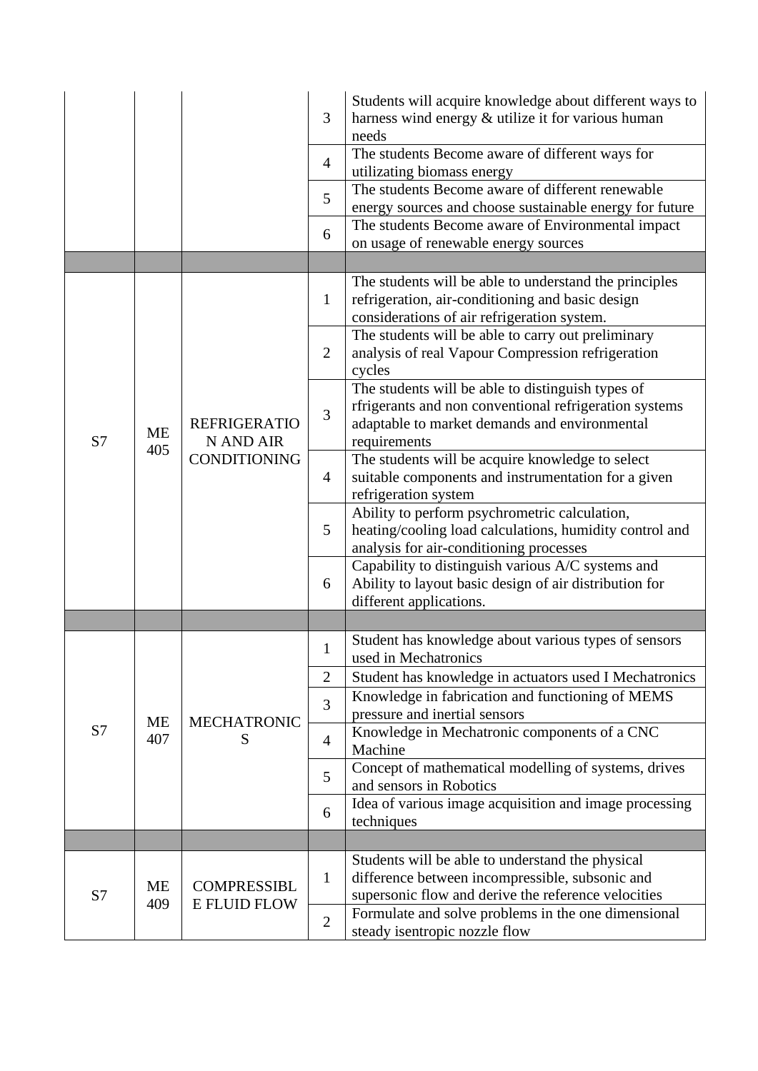| | | | | |
|---|---|---|---|---|
| | | | 3 | Students will acquire knowledge about different ways to harness wind energy & utilize it for various human needs |
| | | | 4 | The students Become aware of different ways for utilizating biomass energy |
| | | | 5 | The students Become aware of different renewable energy sources and choose sustainable energy for future |
| | | | 6 | The students Become aware of Environmental impact on usage of renewable energy sources |
| | | | | |
| S7 | ME 405 | REFRIGERATION AND AIR CONDITIONING | 1 | The students will be able to understand the principles refrigeration, air-conditioning and basic design considerations of air refrigeration system. |
| | | | 2 | The students will be able to carry out preliminary analysis of real Vapour Compression refrigeration cycles |
| | | | 3 | The students will be able to distinguish types of rfrigerants and non conventional refrigeration systems adaptable to market demands and environmental requirements |
| | | | 4 | The students will be acquire knowledge to select suitable components and instrumentation for a given refrigeration system |
| | | | 5 | Ability to perform psychrometric calculation, heating/cooling load calculations, humidity control and analysis for air-conditioning processes |
| | | | 6 | Capability to distinguish various A/C systems and Ability to layout basic design of air distribution for different applications. |
| | | | | |
| S7 | ME 407 | MECHATRONICS | 1 | Student has knowledge about various types of sensors used in Mechatronics |
| | | | 2 | Student has knowledge in actuators used I Mechatronics |
| | | | 3 | Knowledge in fabrication and functioning of MEMS pressure and inertial sensors |
| | | | 4 | Knowledge in Mechatronic components of a CNC Machine |
| | | | 5 | Concept of mathematical modelling of systems, drives and sensors in Robotics |
| | | | 6 | Idea of various image acquisition and image processing techniques |
| | | | | |
| S7 | ME 409 | COMPRESSIBLE FLUID FLOW | 1 | Students will be able to understand the physical difference between incompressible, subsonic and supersonic flow and derive the reference velocities |
| | | | 2 | Formulate and solve problems in the one dimensional steady isentropic nozzle flow |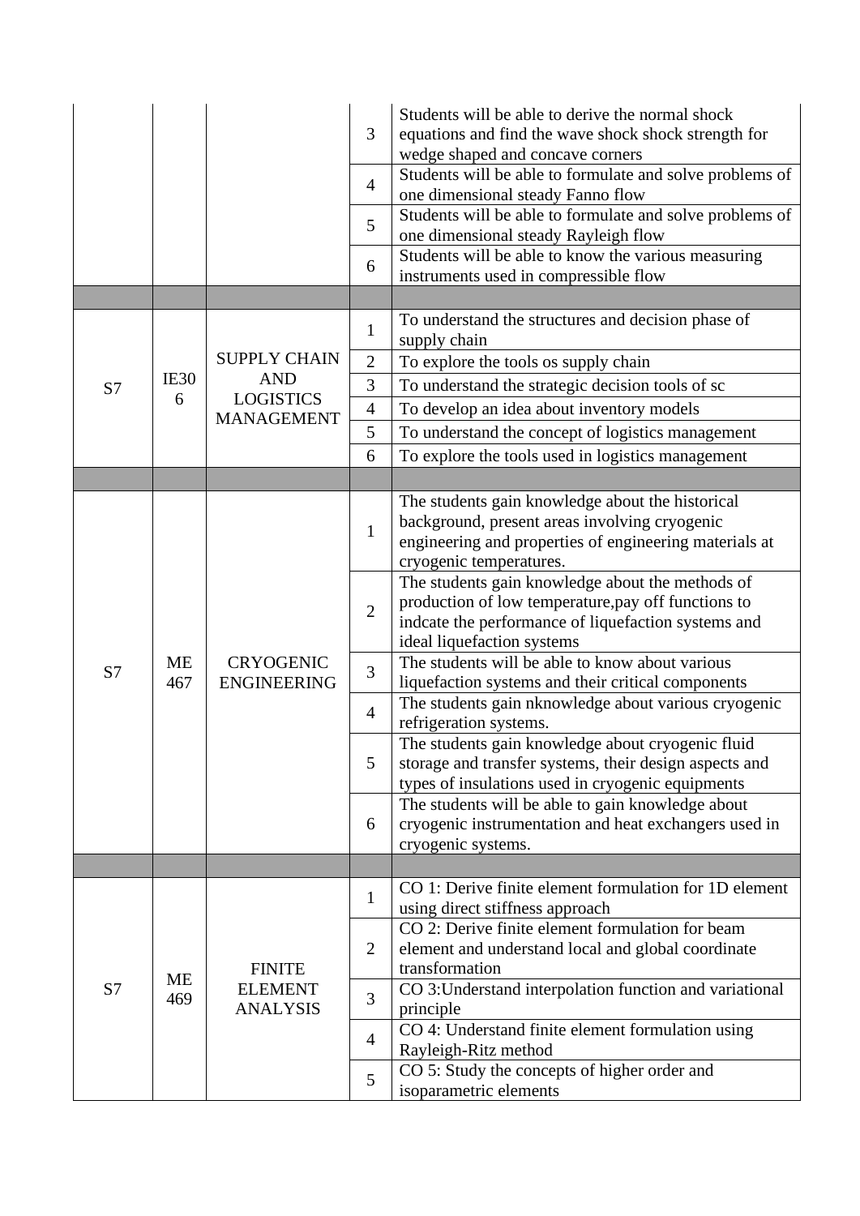| | | | | |
|---|---|---|---|---|
| | | | 3 | Students will be able to derive the normal shock equations and find the wave shock shock strength for wedge shaped and concave corners |
| | | | 4 | Students will be able to formulate and solve problems of one dimensional steady Fanno flow |
| | | | 5 | Students will be able to formulate and solve problems of one dimensional steady Rayleigh flow |
| | | | 6 | Students will be able to know the various measuring instruments used in compressible flow |
| | | | | |
| S7 | IE306 | SUPPLY CHAIN AND LOGISTICS MANAGEMENT | 1 | To understand the structures and decision phase of supply chain |
| | | | 2 | To explore the tools os supply chain |
| | | | 3 | To understand the strategic decision tools of sc |
| | | | 4 | To develop an idea about inventory models |
| | | | 5 | To understand the concept of logistics management |
| | | | 6 | To explore the tools used in logistics management |
| | | | | |
| S7 | ME 467 | CRYOGENIC ENGINEERING | 1 | The students gain knowledge about the historical background, present areas involving cryogenic engineering and properties of engineering materials at cryogenic temperatures. |
| | | | 2 | The students gain knowledge about the methods of production of low temperature,pay off functions to indcate the performance of liquefaction systems and ideal liquefaction systems |
| | | | 3 | The students will be able to know about various liquefaction systems and their critical components |
| | | | 4 | The students gain nknowledge about various cryogenic refrigeration systems. |
| | | | 5 | The students gain knowledge about cryogenic fluid storage and transfer systems, their design aspects and types of insulations used in cryogenic equipments |
| | | | 6 | The students will be able to gain knowledge about cryogenic instrumentation and heat exchangers used in cryogenic systems. |
| | | | | |
| S7 | ME 469 | FINITE ELEMENT ANALYSIS | 1 | CO 1: Derive finite element formulation for 1D element using direct stiffness approach |
| | | | 2 | CO 2: Derive finite element formulation for beam element and understand local and global coordinate transformation |
| | | | 3 | CO 3:Understand interpolation function and variational principle |
| | | | 4 | CO 4: Understand finite element formulation using Rayleigh-Ritz method |
| | | | 5 | CO 5: Study the concepts of higher order and isoparametric elements |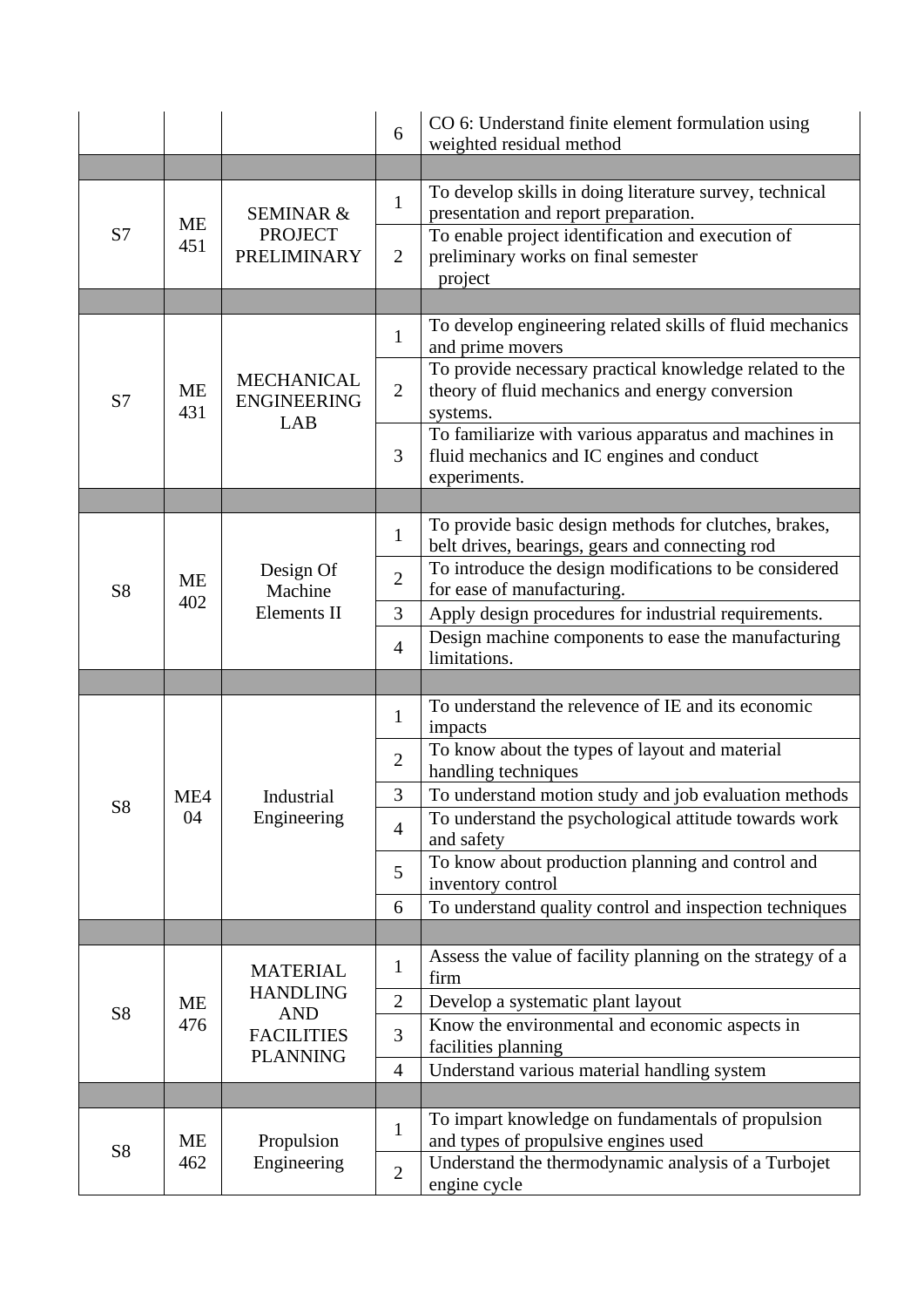| | | | | |
|---|---|---|---|---|
| | | | 6 | CO 6: Understand finite element formulation using weighted residual method |
| | | | | |
| S7 | ME 451 | SEMINAR & PROJECT PRELIMINARY | 1 | To develop skills in doing literature survey, technical presentation and report preparation. |
| | | | 2 | To enable project identification and execution of preliminary works on final semester project |
| | | | | |
| S7 | ME 431 | MECHANICAL ENGINEERING LAB | 1 | To develop engineering related skills of fluid mechanics and prime movers |
| | | | 2 | To provide necessary practical knowledge related to the theory of fluid mechanics and energy conversion systems. |
| | | | 3 | To familiarize with various apparatus and machines in fluid mechanics and IC engines and conduct experiments. |
| | | | | |
| S8 | ME 402 | Design Of Machine Elements II | 1 | To provide basic design methods for clutches, brakes, belt drives, bearings, gears and connecting rod |
| | | | 2 | To introduce the design modifications to be considered for ease of manufacturing. |
| | | | 3 | Apply design procedures for industrial requirements. |
| | | | 4 | Design machine components to ease the manufacturing limitations. |
| | | | | |
| S8 | ME4 04 | Industrial Engineering | 1 | To understand the relevence of IE and its economic impacts |
| | | | 2 | To know about the types of layout and material handling techniques |
| | | | 3 | To understand motion study and job evaluation methods |
| | | | 4 | To understand the psychological attitude towards work and safety |
| | | | 5 | To know about production planning and control and inventory control |
| | | | 6 | To understand quality control and inspection techniques |
| | | | | |
| S8 | ME 476 | MATERIAL HANDLING AND FACILITIES PLANNING | 1 | Assess the value of facility planning on the strategy of a firm |
| | | | 2 | Develop a systematic plant layout |
| | | | 3 | Know the environmental and economic aspects in facilities planning |
| | | | 4 | Understand various material handling system |
| | | | | |
| S8 | ME 462 | Propulsion Engineering | 1 | To impart knowledge on fundamentals of propulsion and types of propulsive engines used |
| | | | 2 | Understand the thermodynamic analysis of a Turbojet engine cycle |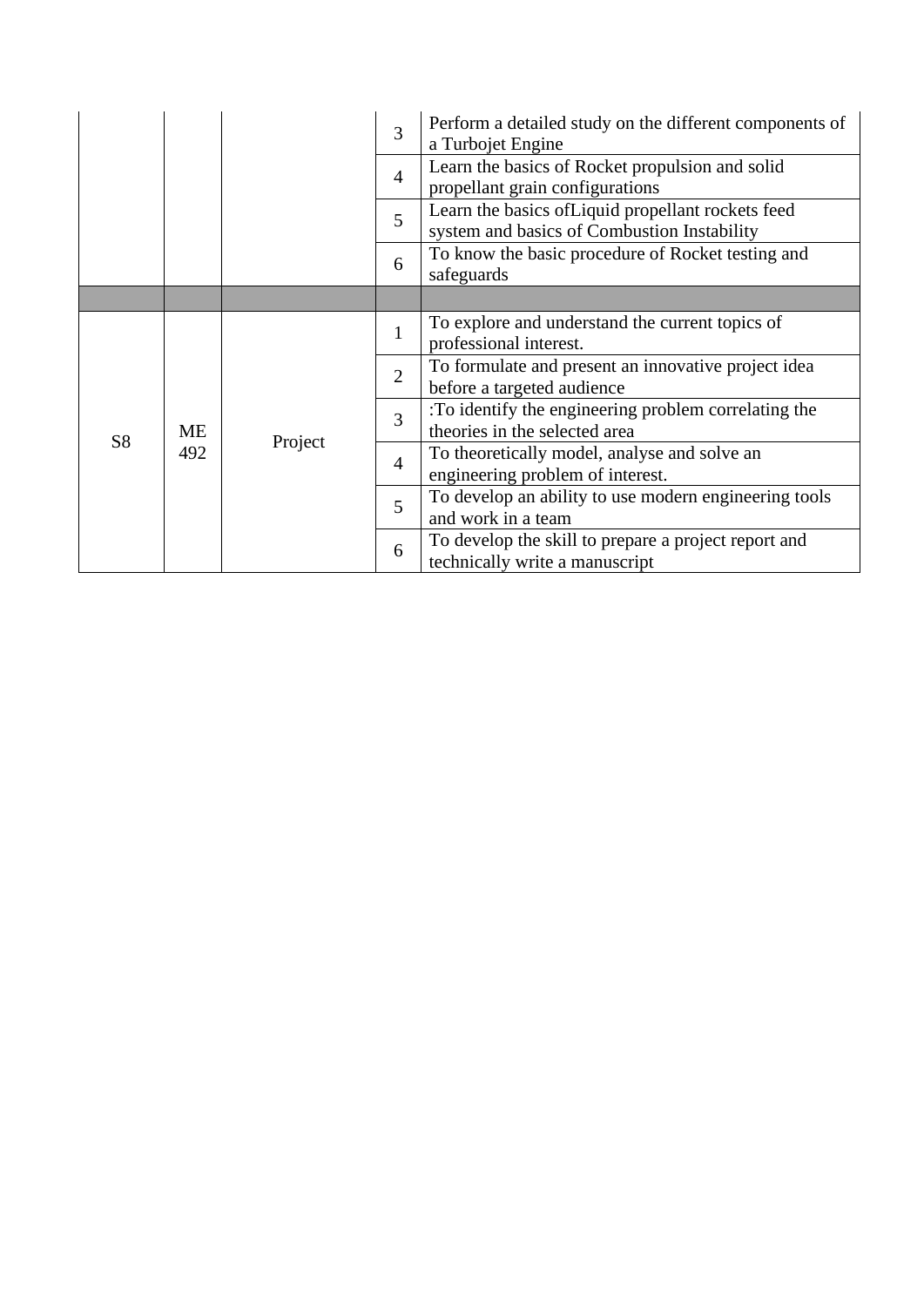| | | | | |
|---|---|---|---|---|
| | | | 3 | Perform a detailed study on the different components of a Turbojet Engine |
| | | | 4 | Learn the basics of Rocket propulsion and solid propellant grain configurations |
| | | | 5 | Learn the basics ofLiquid propellant rockets feed system and basics of Combustion Instability |
| | | | 6 | To know the basic procedure of Rocket testing and safeguards |
| | | | | |
| S8 | ME 492 | Project | 1 | To explore and understand the current topics of professional interest. |
| | | | 2 | To formulate and present an innovative project idea before a targeted audience |
| | | | 3 | :To identify the engineering problem correlating the theories in the selected area |
| | | | 4 | To theoretically model, analyse and solve an engineering problem of interest. |
| | | | 5 | To develop an ability to use modern engineering tools and work in a team |
| | | | 6 | To develop the skill to prepare a project report and technically write a manuscript |